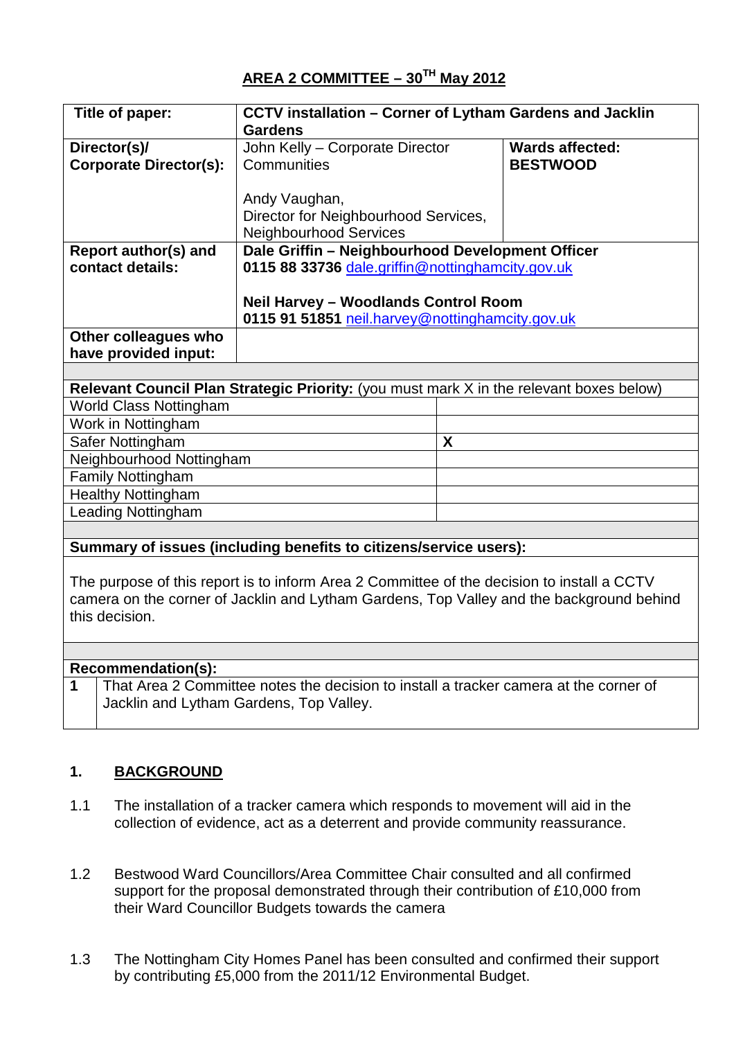## AREA 2 COMMITTEE – 30TH May 2012

| Title of paper: | CCTV installation – Corner of Lytham Gardens and Jacklin Gardens | |
|---|---|---|
| Director(s)/ Corporate Director(s): | John Kelly – Corporate Director Communities<br><br>Andy Vaughan, Director for Neighbourhood Services, Neighbourhood Services | Wards affected: **BESTWOOD** |
| Report author(s) and contact details: | **Dale Griffin – Neighbourhood Development Officer**<br>**0115 88 33736** dale.griffin@nottinghamcity.gov.uk<br><br>**Neil Harvey – Woodlands Control Room**<br>**0115 91 51851** neil.harvey@nottinghamcity.gov.uk | |
| Other colleagues who have provided input: | | |

| **Relevant Council Plan Strategic Priority:** (you must mark X in the relevant boxes below) | |
|---|---|
| World Class Nottingham | |
| Work in Nottingham | |
| Safer Nottingham | X |
| Neighbourhood Nottingham | |
| Family Nottingham | |
| Healthy Nottingham | |
| Leading Nottingham | |

**Summary of issues (including benefits to citizens/service users):**

The purpose of this report is to inform Area 2 Committee of the decision to install a CCTV camera on the corner of Jacklin and Lytham Gardens, Top Valley and the background behind this decision.

**Recommendation(s):**

| | |
|---|---|
| 1 | That Area 2 Committee notes the decision to install a tracker camera at the corner of Jacklin and Lytham Gardens, Top Valley. |

## 1. BACKGROUND

1.1 The installation of a tracker camera which responds to movement will aid in the collection of evidence, act as a deterrent and provide community reassurance.

1.2 Bestwood Ward Councillors/Area Committee Chair consulted and all confirmed support for the proposal demonstrated through their contribution of £10,000 from their Ward Councillor Budgets towards the camera

1.3 The Nottingham City Homes Panel has been consulted and confirmed their support by contributing £5,000 from the 2011/12 Environmental Budget.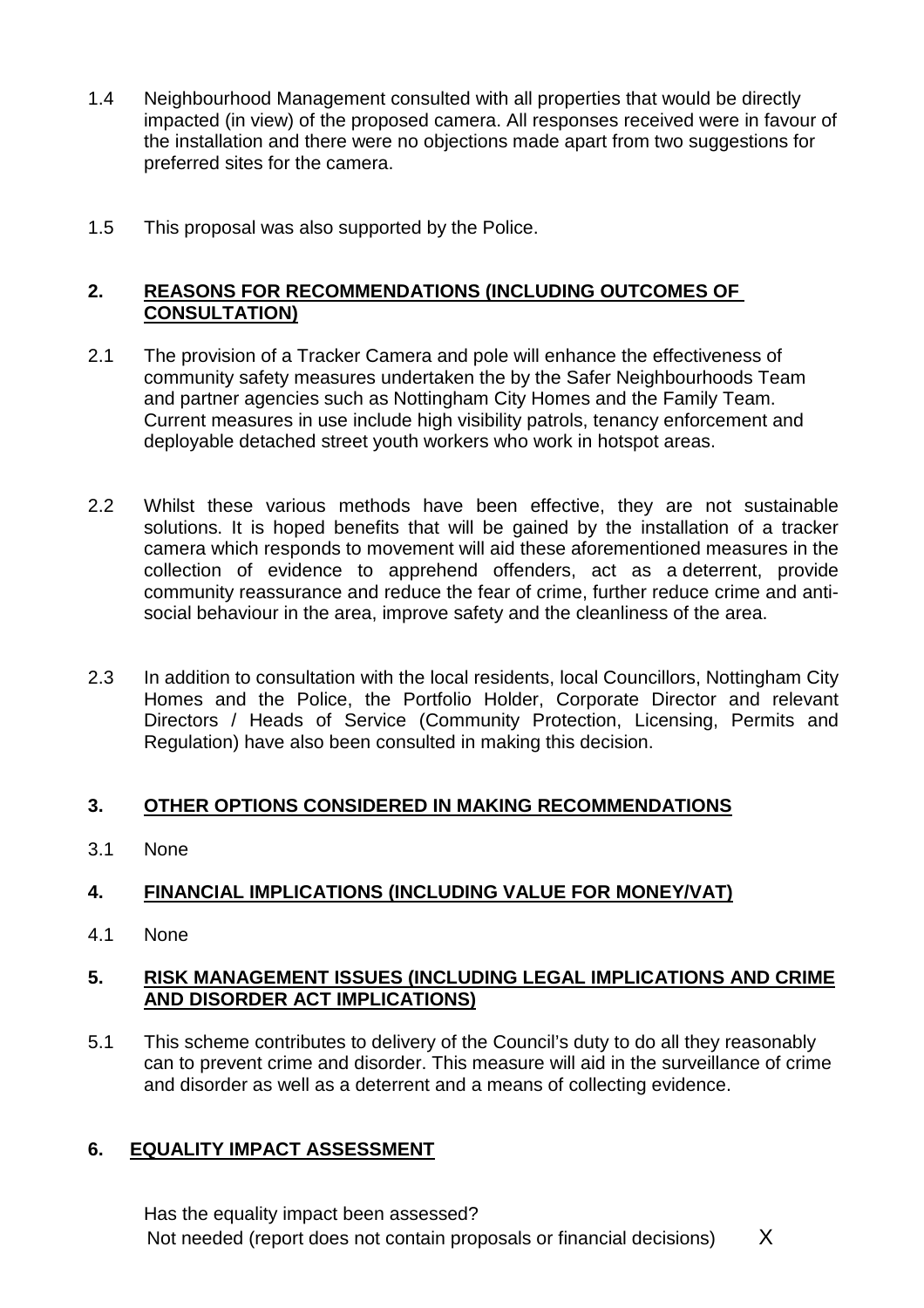1.4 Neighbourhood Management consulted with all properties that would be directly impacted (in view) of the proposed camera. All responses received were in favour of the installation and there were no objections made apart from two suggestions for preferred sites for the camera.

1.5 This proposal was also supported by the Police.

## 2. REASONS FOR RECOMMENDATIONS (INCLUDING OUTCOMES OF CONSULTATION)

2.1 The provision of a Tracker Camera and pole will enhance the effectiveness of community safety measures undertaken the by the Safer Neighbourhoods Team and partner agencies such as Nottingham City Homes and the Family Team. Current measures in use include high visibility patrols, tenancy enforcement and deployable detached street youth workers who work in hotspot areas.

2.2 Whilst these various methods have been effective, they are not sustainable solutions. It is hoped benefits that will be gained by the installation of a tracker camera which responds to movement will aid these aforementioned measures in the collection of evidence to apprehend offenders, act as a deterrent, provide community reassurance and reduce the fear of crime, further reduce crime and anti-social behaviour in the area, improve safety and the cleanliness of the area.

2.3 In addition to consultation with the local residents, local Councillors, Nottingham City Homes and the Police, the Portfolio Holder, Corporate Director and relevant Directors / Heads of Service (Community Protection, Licensing, Permits and Regulation) have also been consulted in making this decision.

## 3. OTHER OPTIONS CONSIDERED IN MAKING RECOMMENDATIONS

3.1 None

## 4. FINANCIAL IMPLICATIONS (INCLUDING VALUE FOR MONEY/VAT)

4.1 None

## 5. RISK MANAGEMENT ISSUES (INCLUDING LEGAL IMPLICATIONS AND CRIME AND DISORDER ACT IMPLICATIONS)

5.1 This scheme contributes to delivery of the Council's duty to do all they reasonably can to prevent crime and disorder. This measure will aid in the surveillance of crime and disorder as well as a deterrent and a means of collecting evidence.

## 6. EQUALITY IMPACT ASSESSMENT

Has the equality impact been assessed?

| | |
|---|---|
| Not needed (report does not contain proposals or financial decisions) | X |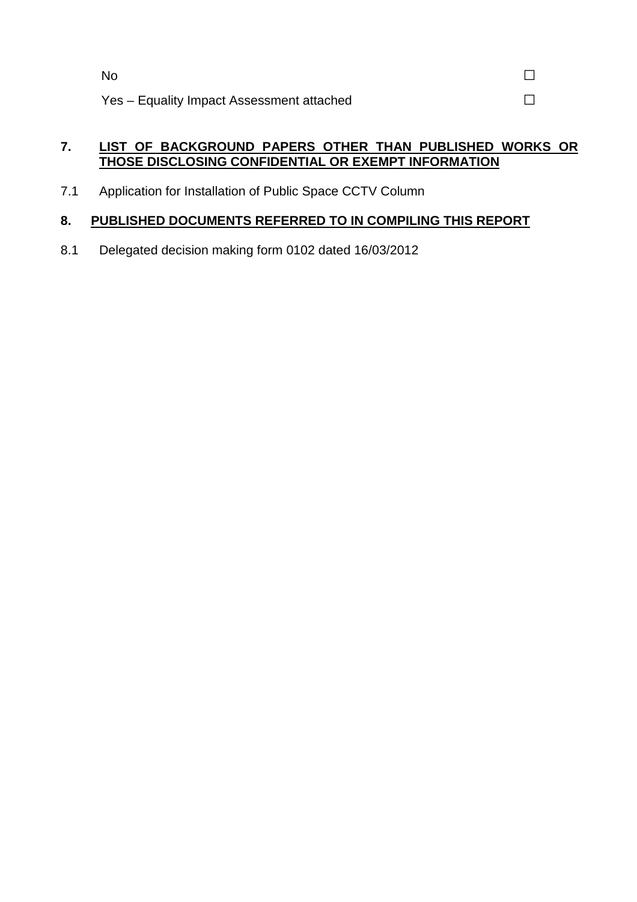No ☐

Yes – Equality Impact Assessment attached ☐

## 7. LIST OF BACKGROUND PAPERS OTHER THAN PUBLISHED WORKS OR THOSE DISCLOSING CONFIDENTIAL OR EXEMPT INFORMATION

7.1 Application for Installation of Public Space CCTV Column

## 8. PUBLISHED DOCUMENTS REFERRED TO IN COMPILING THIS REPORT

8.1 Delegated decision making form 0102 dated 16/03/2012